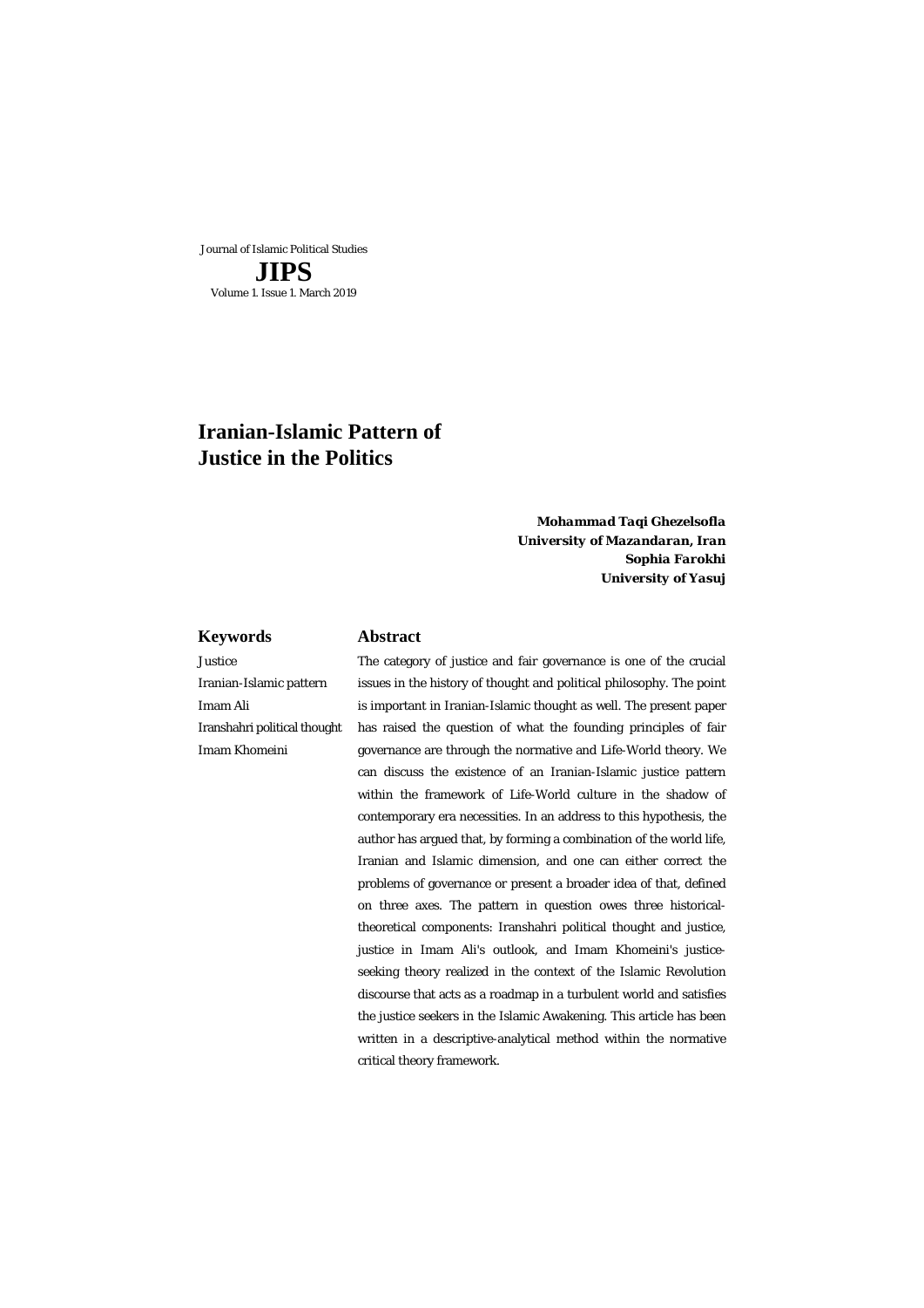Journal of Islamic Political Studies

**JIPS**

Volume 1. Issue 1. March 2019

# Iranian-Islamic Pattern of Justice in the Politics

***Mohammad Taqi Ghezelsofla***
***University of Mazandaran, Iran***
***Sophia Farokhi***
***University of Yasuj***

## Keywords

Justice

Iranian-Islamic pattern

Imam Ali

Iranshahri political thought

Imam Khomeini

## Abstract

The category of justice and fair governance is one of the crucial issues in the history of thought and political philosophy. The point is important in Iranian-Islamic thought as well. The present paper has raised the question of what the founding principles of fair governance are through the normative and Life-World theory. We can discuss the existence of an Iranian-Islamic justice pattern within the framework of Life-World culture in the shadow of contemporary era necessities. In an address to this hypothesis, the author has argued that, by forming a combination of the world life, Iranian and Islamic dimension, and one can either correct the problems of governance or present a broader idea of that, defined on three axes. The pattern in question owes three historical-theoretical components: Iranshahri political thought and justice, justice in Imam Ali's outlook, and Imam Khomeini's justice-seeking theory realized in the context of the Islamic Revolution discourse that acts as a roadmap in a turbulent world and satisfies the justice seekers in the Islamic Awakening. This article has been written in a descriptive-analytical method within the normative critical theory framework.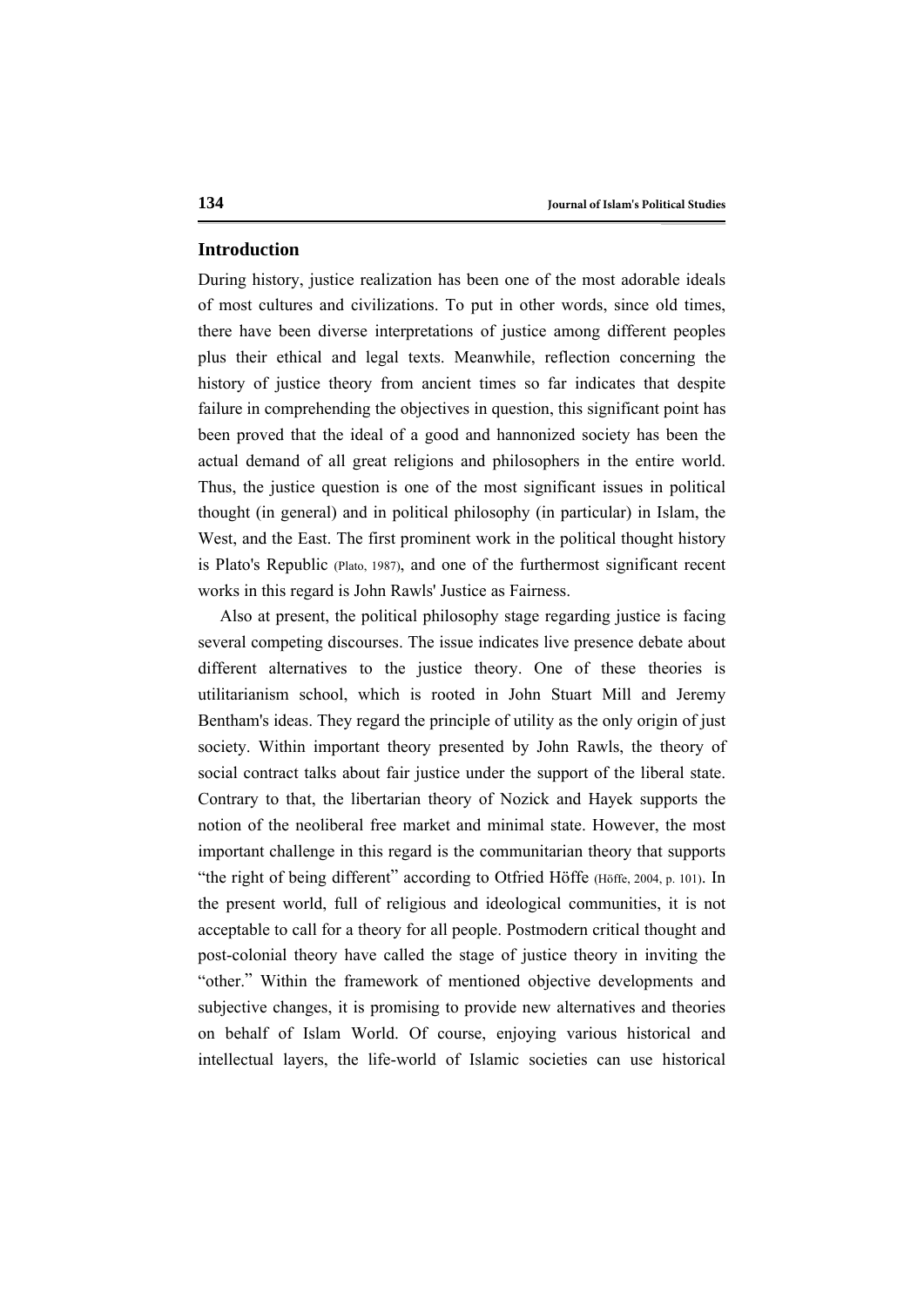## Introduction

During history, justice realization has been one of the most adorable ideals of most cultures and civilizations. To put in other words, since old times, there have been diverse interpretations of justice among different peoples plus their ethical and legal texts. Meanwhile, reflection concerning the history of justice theory from ancient times so far indicates that despite failure in comprehending the objectives in question, this significant point has been proved that the ideal of a good and hannonized society has been the actual demand of all great religions and philosophers in the entire world. Thus, the justice question is one of the most significant issues in political thought (in general) and in political philosophy (in particular) in Islam, the West, and the East. The first prominent work in the political thought history is Plato's Republic (Plato, 1987), and one of the furthermost significant recent works in this regard is John Rawls' Justice as Fairness.

Also at present, the political philosophy stage regarding justice is facing several competing discourses. The issue indicates live presence debate about different alternatives to the justice theory. One of these theories is utilitarianism school, which is rooted in John Stuart Mill and Jeremy Bentham's ideas. They regard the principle of utility as the only origin of just society. Within important theory presented by John Rawls, the theory of social contract talks about fair justice under the support of the liberal state. Contrary to that, the libertarian theory of Nozick and Hayek supports the notion of the neoliberal free market and minimal state. However, the most important challenge in this regard is the communitarian theory that supports "the right of being different" according to Otfried Höffe (Höffe, 2004, p. 101). In the present world, full of religious and ideological communities, it is not acceptable to call for a theory for all people. Postmodern critical thought and post-colonial theory have called the stage of justice theory in inviting the "other." Within the framework of mentioned objective developments and subjective changes, it is promising to provide new alternatives and theories on behalf of Islam World. Of course, enjoying various historical and intellectual layers, the life-world of Islamic societies can use historical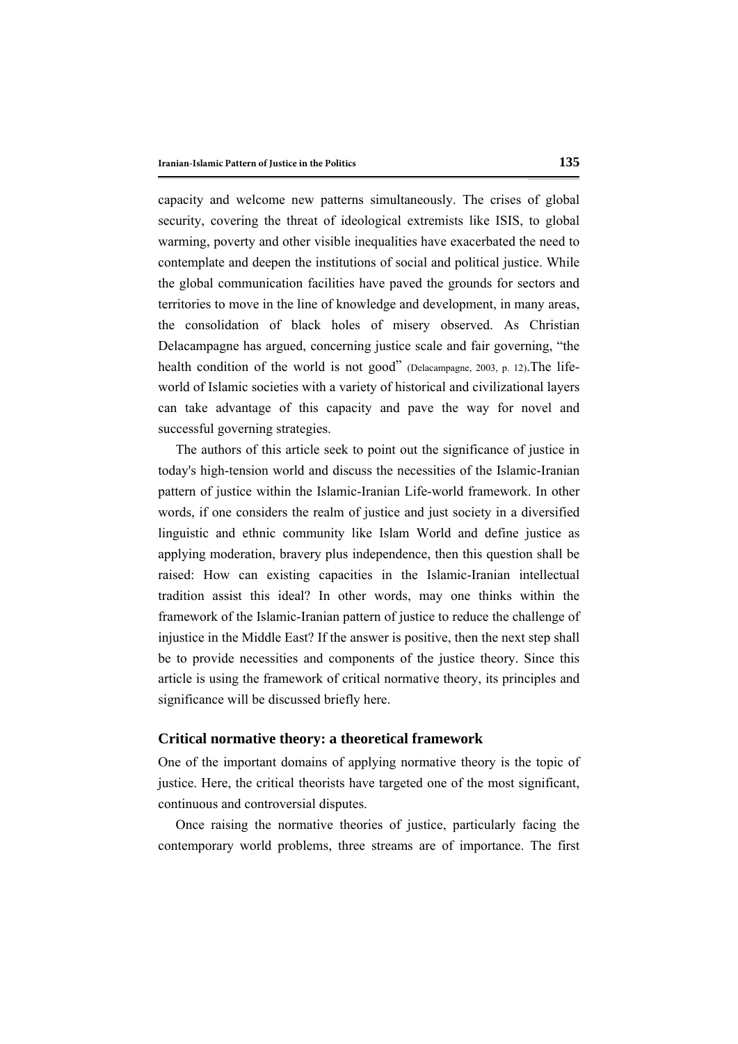capacity and welcome new patterns simultaneously. The crises of global security, covering the threat of ideological extremists like ISIS, to global warming, poverty and other visible inequalities have exacerbated the need to contemplate and deepen the institutions of social and political justice. While the global communication facilities have paved the grounds for sectors and territories to move in the line of knowledge and development, in many areas, the consolidation of black holes of misery observed. As Christian Delacampagne has argued, concerning justice scale and fair governing, "the health condition of the world is not good" (Delacampagne, 2003, p. 12).The life-world of Islamic societies with a variety of historical and civilizational layers can take advantage of this capacity and pave the way for novel and successful governing strategies.

The authors of this article seek to point out the significance of justice in today's high-tension world and discuss the necessities of the Islamic-Iranian pattern of justice within the Islamic-Iranian Life-world framework. In other words, if one considers the realm of justice and just society in a diversified linguistic and ethnic community like Islam World and define justice as applying moderation, bravery plus independence, then this question shall be raised: How can existing capacities in the Islamic-Iranian intellectual tradition assist this ideal? In other words, may one thinks within the framework of the Islamic-Iranian pattern of justice to reduce the challenge of injustice in the Middle East? If the answer is positive, then the next step shall be to provide necessities and components of the justice theory. Since this article is using the framework of critical normative theory, its principles and significance will be discussed briefly here.

## Critical normative theory: a theoretical framework

One of the important domains of applying normative theory is the topic of justice. Here, the critical theorists have targeted one of the most significant, continuous and controversial disputes.

Once raising the normative theories of justice, particularly facing the contemporary world problems, three streams are of importance. The first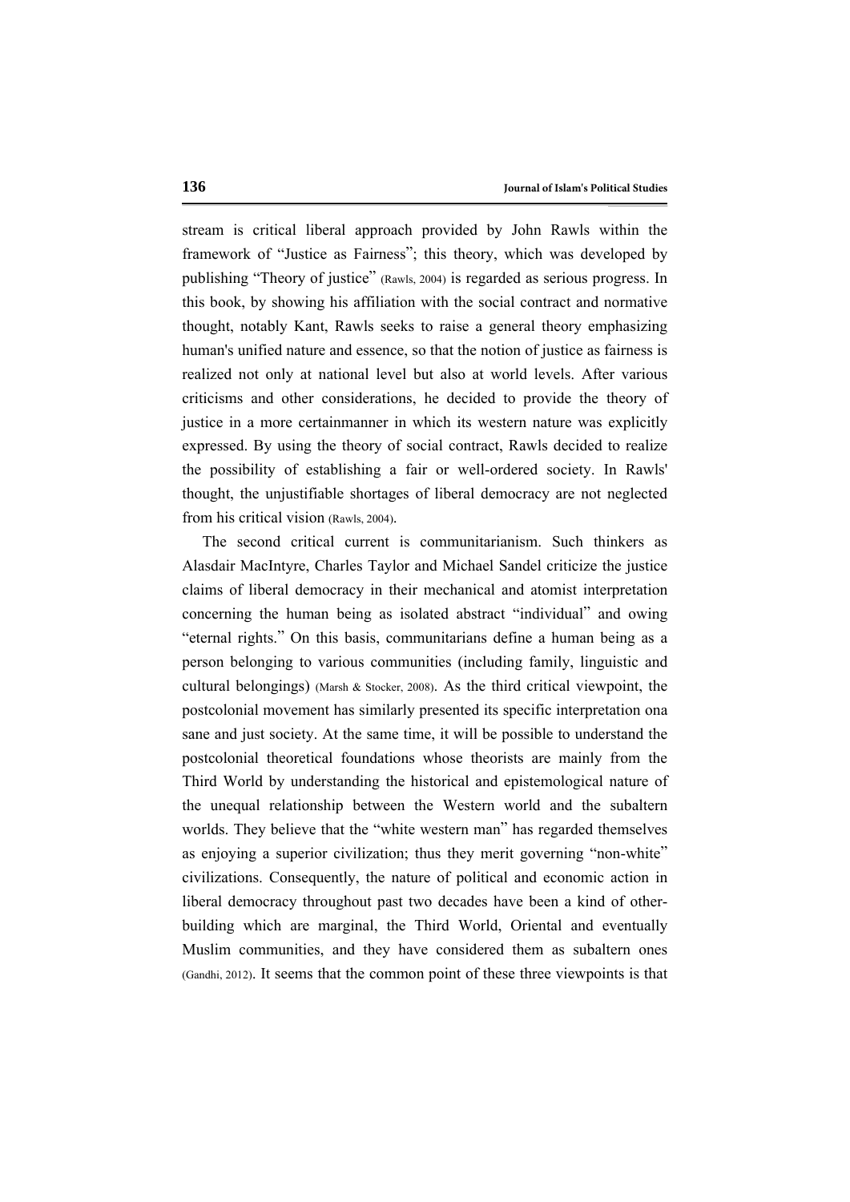stream is critical liberal approach provided by John Rawls within the framework of "Justice as Fairness"; this theory, which was developed by publishing "Theory of justice" (Rawls, 2004) is regarded as serious progress. In this book, by showing his affiliation with the social contract and normative thought, notably Kant, Rawls seeks to raise a general theory emphasizing human's unified nature and essence, so that the notion of justice as fairness is realized not only at national level but also at world levels. After various criticisms and other considerations, he decided to provide the theory of justice in a more certainmanner in which its western nature was explicitly expressed. By using the theory of social contract, Rawls decided to realize the possibility of establishing a fair or well-ordered society. In Rawls' thought, the unjustifiable shortages of liberal democracy are not neglected from his critical vision (Rawls, 2004).

The second critical current is communitarianism. Such thinkers as Alasdair MacIntyre, Charles Taylor and Michael Sandel criticize the justice claims of liberal democracy in their mechanical and atomist interpretation concerning the human being as isolated abstract "individual" and owing "eternal rights." On this basis, communitarians define a human being as a person belonging to various communities (including family, linguistic and cultural belongings) (Marsh & Stocker, 2008). As the third critical viewpoint, the postcolonial movement has similarly presented its specific interpretation ona sane and just society. At the same time, it will be possible to understand the postcolonial theoretical foundations whose theorists are mainly from the Third World by understanding the historical and epistemological nature of the unequal relationship between the Western world and the subaltern worlds. They believe that the "white western man" has regarded themselves as enjoying a superior civilization; thus they merit governing "non-white" civilizations. Consequently, the nature of political and economic action in liberal democracy throughout past two decades have been a kind of other-building which are marginal, the Third World, Oriental and eventually Muslim communities, and they have considered them as subaltern ones (Gandhi, 2012). It seems that the common point of these three viewpoints is that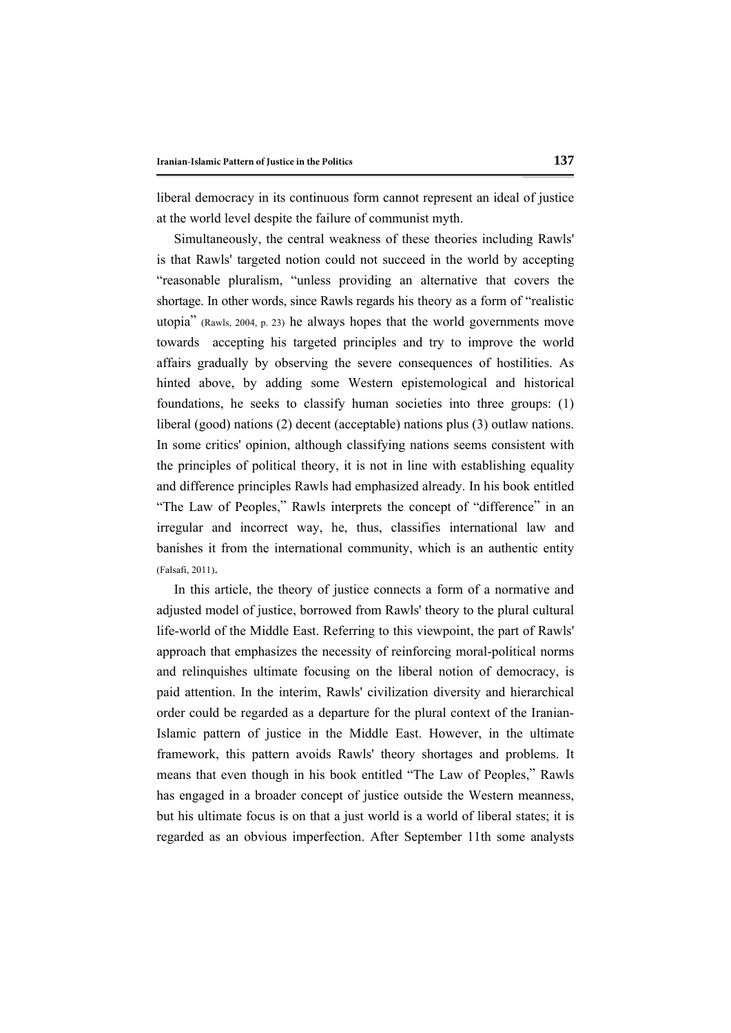liberal democracy in its continuous form cannot represent an ideal of justice at the world level despite the failure of communist myth.

Simultaneously, the central weakness of these theories including Rawls' is that Rawls' targeted notion could not succeed in the world by accepting "reasonable pluralism, "unless providing an alternative that covers the shortage. In other words, since Rawls regards his theory as a form of "realistic utopia" (Rawls, 2004, p. 23) he always hopes that the world governments move towards accepting his targeted principles and try to improve the world affairs gradually by observing the severe consequences of hostilities. As hinted above, by adding some Western epistemological and historical foundations, he seeks to classify human societies into three groups: (1) liberal (good) nations (2) decent (acceptable) nations plus (3) outlaw nations. In some critics' opinion, although classifying nations seems consistent with the principles of political theory, it is not in line with establishing equality and difference principles Rawls had emphasized already. In his book entitled "The Law of Peoples," Rawls interprets the concept of "difference" in an irregular and incorrect way, he, thus, classifies international law and banishes it from the international community, which is an authentic entity (Falsafi, 2011).

In this article, the theory of justice connects a form of a normative and adjusted model of justice, borrowed from Rawls' theory to the plural cultural life-world of the Middle East. Referring to this viewpoint, the part of Rawls' approach that emphasizes the necessity of reinforcing moral-political norms and relinquishes ultimate focusing on the liberal notion of democracy, is paid attention. In the interim, Rawls' civilization diversity and hierarchical order could be regarded as a departure for the plural context of the Iranian-Islamic pattern of justice in the Middle East. However, in the ultimate framework, this pattern avoids Rawls' theory shortages and problems. It means that even though in his book entitled "The Law of Peoples," Rawls has engaged in a broader concept of justice outside the Western meanness, but his ultimate focus is on that a just world is a world of liberal states; it is regarded as an obvious imperfection. After September 11th some analysts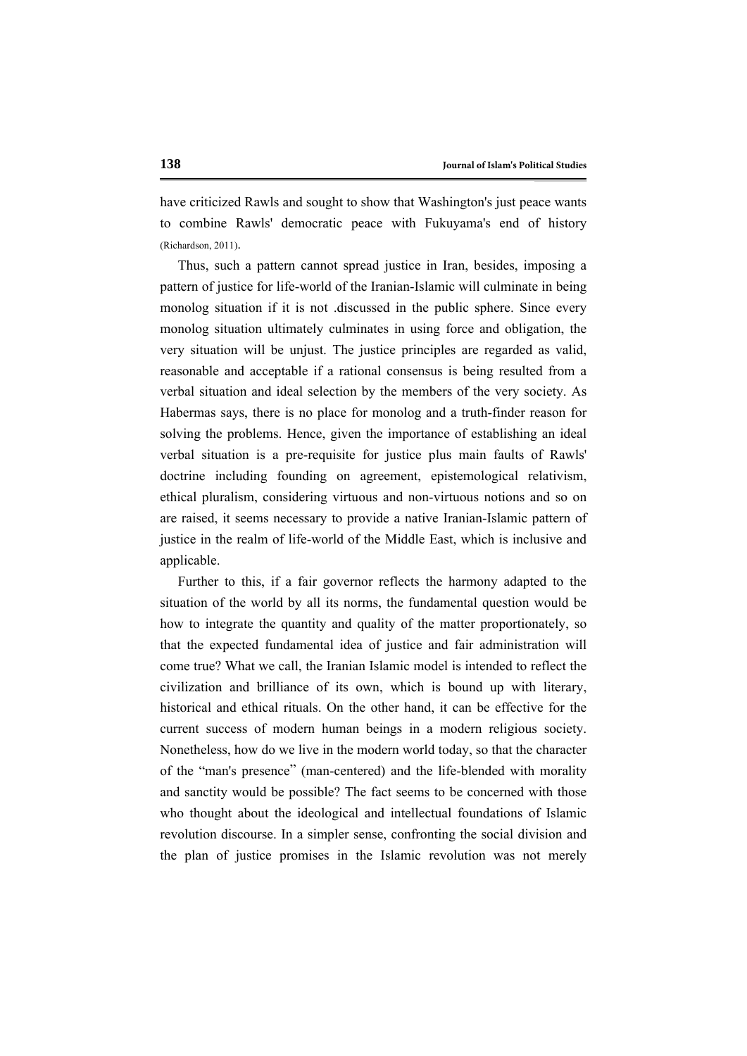have criticized Rawls and sought to show that Washington's just peace wants to combine Rawls' democratic peace with Fukuyama's end of history (Richardson, 2011).

Thus, such a pattern cannot spread justice in Iran, besides, imposing a pattern of justice for life-world of the Iranian-Islamic will culminate in being monolog situation if it is not .discussed in the public sphere. Since every monolog situation ultimately culminates in using force and obligation, the very situation will be unjust. The justice principles are regarded as valid, reasonable and acceptable if a rational consensus is being resulted from a verbal situation and ideal selection by the members of the very society. As Habermas says, there is no place for monolog and a truth-finder reason for solving the problems. Hence, given the importance of establishing an ideal verbal situation is a pre-requisite for justice plus main faults of Rawls' doctrine including founding on agreement, epistemological relativism, ethical pluralism, considering virtuous and non-virtuous notions and so on are raised, it seems necessary to provide a native Iranian-Islamic pattern of justice in the realm of life-world of the Middle East, which is inclusive and applicable.

Further to this, if a fair governor reflects the harmony adapted to the situation of the world by all its norms, the fundamental question would be how to integrate the quantity and quality of the matter proportionately, so that the expected fundamental idea of justice and fair administration will come true? What we call, the Iranian Islamic model is intended to reflect the civilization and brilliance of its own, which is bound up with literary, historical and ethical rituals. On the other hand, it can be effective for the current success of modern human beings in a modern religious society. Nonetheless, how do we live in the modern world today, so that the character of the "man's presence" (man-centered) and the life-blended with morality and sanctity would be possible? The fact seems to be concerned with those who thought about the ideological and intellectual foundations of Islamic revolution discourse. In a simpler sense, confronting the social division and the plan of justice promises in the Islamic revolution was not merely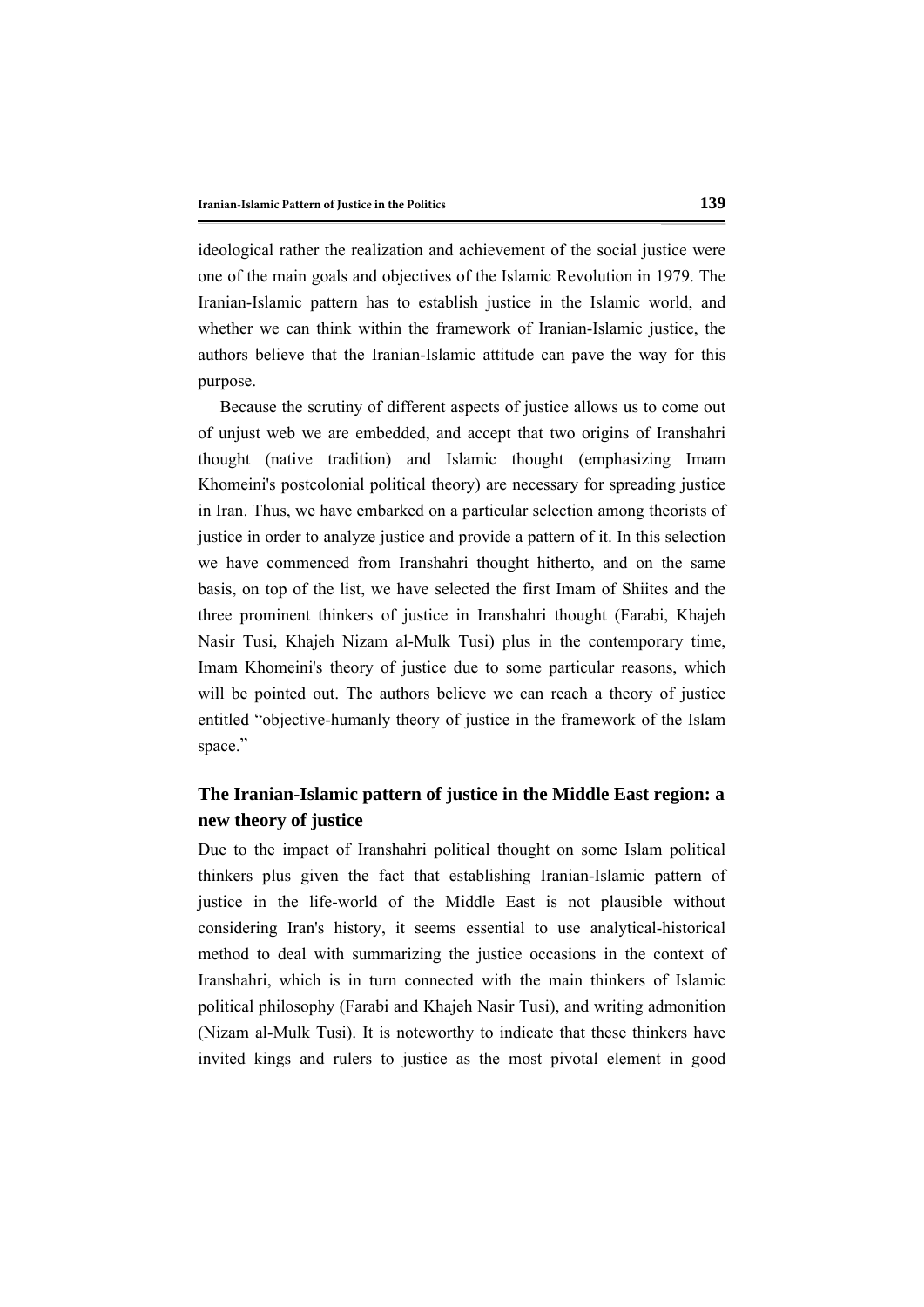ideological rather the realization and achievement of the social justice were one of the main goals and objectives of the Islamic Revolution in 1979. The Iranian-Islamic pattern has to establish justice in the Islamic world, and whether we can think within the framework of Iranian-Islamic justice, the authors believe that the Iranian-Islamic attitude can pave the way for this purpose.

Because the scrutiny of different aspects of justice allows us to come out of unjust web we are embedded, and accept that two origins of Iranshahri thought (native tradition) and Islamic thought (emphasizing Imam Khomeini's postcolonial political theory) are necessary for spreading justice in Iran. Thus, we have embarked on a particular selection among theorists of justice in order to analyze justice and provide a pattern of it. In this selection we have commenced from Iranshahri thought hitherto, and on the same basis, on top of the list, we have selected the first Imam of Shiites and the three prominent thinkers of justice in Iranshahri thought (Farabi, Khajeh Nasir Tusi, Khajeh Nizam al-Mulk Tusi) plus in the contemporary time, Imam Khomeini's theory of justice due to some particular reasons, which will be pointed out. The authors believe we can reach a theory of justice entitled "objective-humanly theory of justice in the framework of the Islam space."

## The Iranian-Islamic pattern of justice in the Middle East region: a new theory of justice

Due to the impact of Iranshahri political thought on some Islam political thinkers plus given the fact that establishing Iranian-Islamic pattern of justice in the life-world of the Middle East is not plausible without considering Iran's history, it seems essential to use analytical-historical method to deal with summarizing the justice occasions in the context of Iranshahri, which is in turn connected with the main thinkers of Islamic political philosophy (Farabi and Khajeh Nasir Tusi), and writing admonition (Nizam al-Mulk Tusi). It is noteworthy to indicate that these thinkers have invited kings and rulers to justice as the most pivotal element in good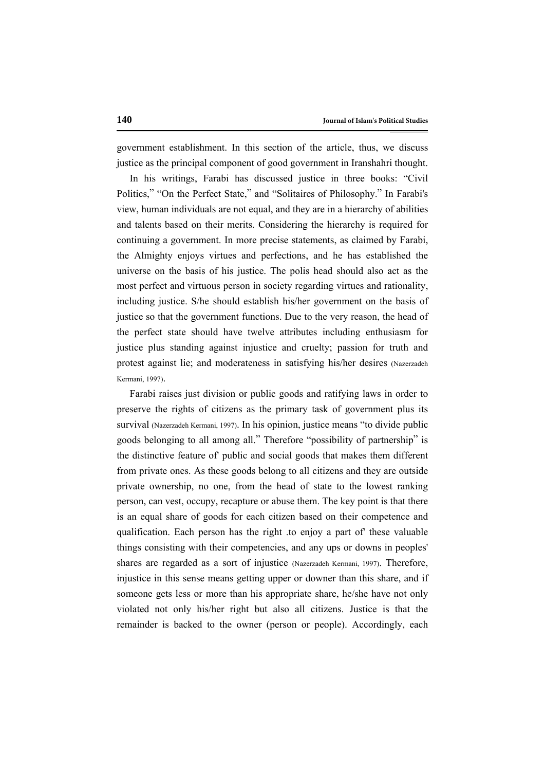government establishment. In this section of the article, thus, we discuss justice as the principal component of good government in Iranshahri thought.

In his writings, Farabi has discussed justice in three books: “Civil Politics,” “On the Perfect State,” and “Solitaires of Philosophy.” In Farabi's view, human individuals are not equal, and they are in a hierarchy of abilities and talents based on their merits. Considering the hierarchy is required for continuing a government. In more precise statements, as claimed by Farabi, the Almighty enjoys virtues and perfections, and he has established the universe on the basis of his justice. The polis head should also act as the most perfect and virtuous person in society regarding virtues and rationality, including justice. S/he should establish his/her government on the basis of justice so that the government functions. Due to the very reason, the head of the perfect state should have twelve attributes including enthusiasm for justice plus standing against injustice and cruelty; passion for truth and protest against lie; and moderateness in satisfying his/her desires (Nazerzadeh Kermani, 1997).

Farabi raises just division or public goods and ratifying laws in order to preserve the rights of citizens as the primary task of government plus its survival (Nazerzadeh Kermani, 1997). In his opinion, justice means “to divide public goods belonging to all among all.” Therefore “possibility of partnership” is the distinctive feature of' public and social goods that makes them different from private ones. As these goods belong to all citizens and they are outside private ownership, no one, from the head of state to the lowest ranking person, can vest, occupy, recapture or abuse them. The key point is that there is an equal share of goods for each citizen based on their competence and qualification. Each person has the right .to enjoy a part of' these valuable things consisting with their competencies, and any ups or downs in peoples' shares are regarded as a sort of injustice (Nazerzadeh Kermani, 1997). Therefore, injustice in this sense means getting upper or downer than this share, and if someone gets less or more than his appropriate share, he/she have not only violated not only his/her right but also all citizens. Justice is that the remainder is backed to the owner (person or people). Accordingly, each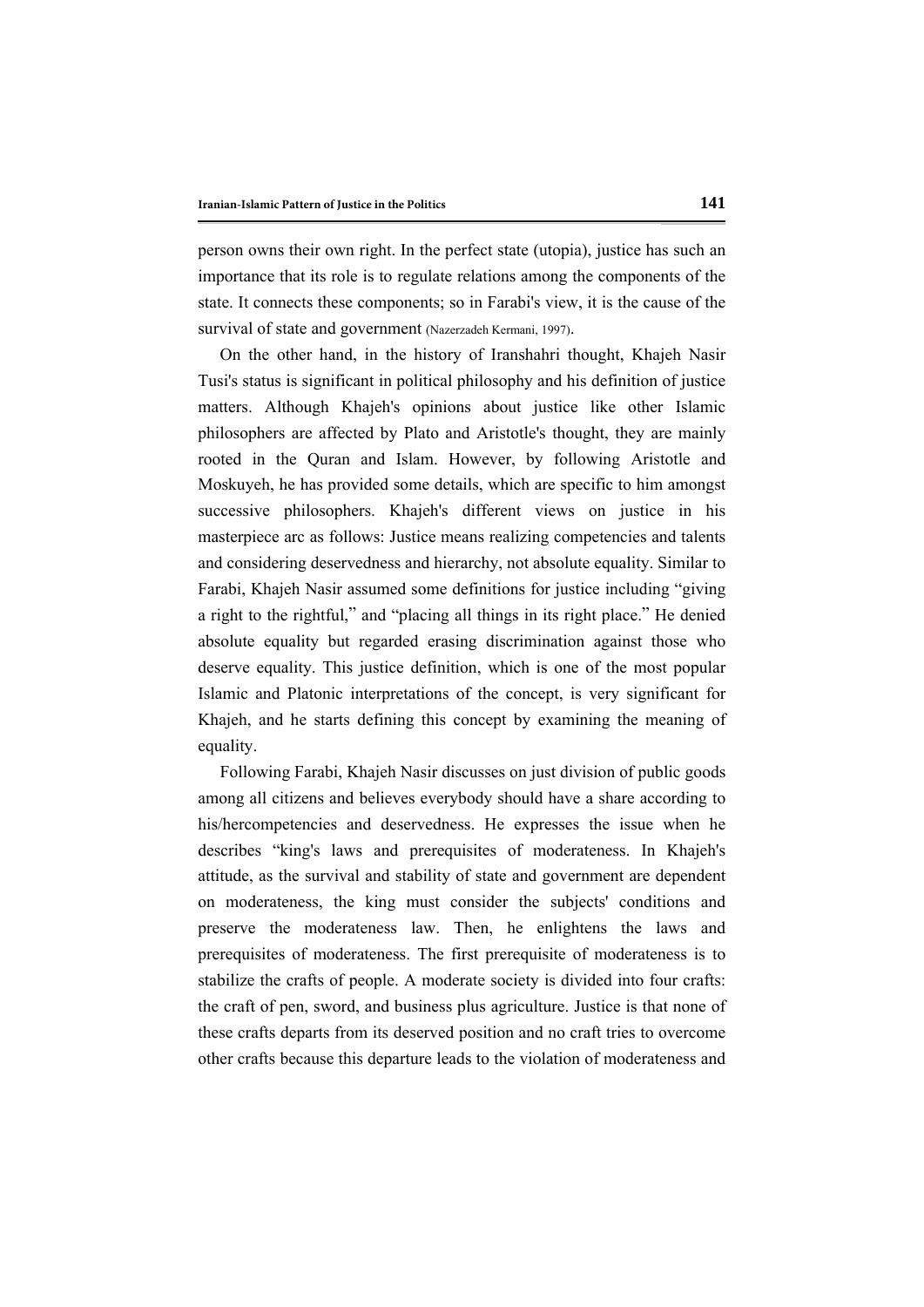person owns their own right. In the perfect state (utopia), justice has such an importance that its role is to regulate relations among the components of the state. It connects these components; so in Farabi's view, it is the cause of the survival of state and government (Nazerzadeh Kermani, 1997).

On the other hand, in the history of Iranshahri thought, Khajeh Nasir Tusi's status is significant in political philosophy and his definition of justice matters. Although Khajeh's opinions about justice like other Islamic philosophers are affected by Plato and Aristotle's thought, they are mainly rooted in the Quran and Islam. However, by following Aristotle and Moskuyeh, he has provided some details, which are specific to him amongst successive philosophers. Khajeh's different views on justice in his masterpiece arc as follows: Justice means realizing competencies and talents and considering deservedness and hierarchy, not absolute equality. Similar to Farabi, Khajeh Nasir assumed some definitions for justice including "giving a right to the rightful," and "placing all things in its right place." He denied absolute equality but regarded erasing discrimination against those who deserve equality. This justice definition, which is one of the most popular Islamic and Platonic interpretations of the concept, is very significant for Khajeh, and he starts defining this concept by examining the meaning of equality.

Following Farabi, Khajeh Nasir discusses on just division of public goods among all citizens and believes everybody should have a share according to his/hercompetencies and deservedness. He expresses the issue when he describes "king's laws and prerequisites of moderateness. In Khajeh's attitude, as the survival and stability of state and government are dependent on moderateness, the king must consider the subjects' conditions and preserve the moderateness law. Then, he enlightens the laws and prerequisites of moderateness. The first prerequisite of moderateness is to stabilize the crafts of people. A moderate society is divided into four crafts: the craft of pen, sword, and business plus agriculture. Justice is that none of these crafts departs from its deserved position and no craft tries to overcome other crafts because this departure leads to the violation of moderateness and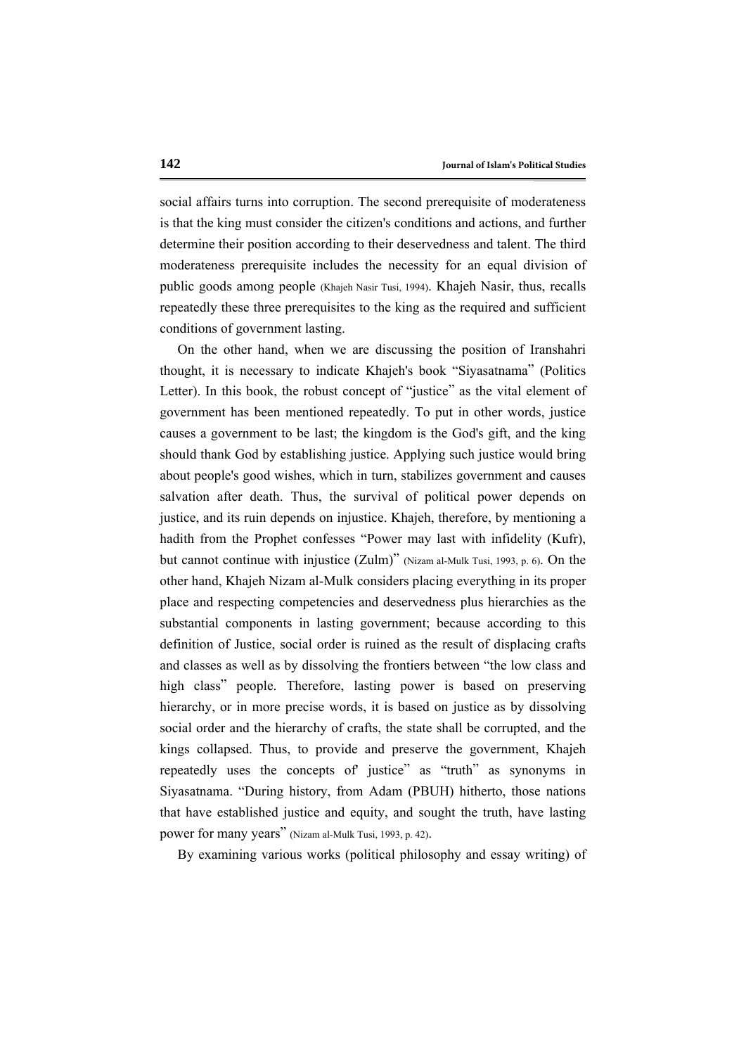social affairs turns into corruption. The second prerequisite of moderateness is that the king must consider the citizen's conditions and actions, and further determine their position according to their deservedness and talent. The third moderateness prerequisite includes the necessity for an equal division of public goods among people (Khajeh Nasir Tusi, 1994). Khajeh Nasir, thus, recalls repeatedly these three prerequisites to the king as the required and sufficient conditions of government lasting.

On the other hand, when we are discussing the position of Iranshahri thought, it is necessary to indicate Khajeh's book "Siyasatnama" (Politics Letter). In this book, the robust concept of "justice" as the vital element of government has been mentioned repeatedly. To put in other words, justice causes a government to be last; the kingdom is the God's gift, and the king should thank God by establishing justice. Applying such justice would bring about people's good wishes, which in turn, stabilizes government and causes salvation after death. Thus, the survival of political power depends on justice, and its ruin depends on injustice. Khajeh, therefore, by mentioning a hadith from the Prophet confesses "Power may last with infidelity (Kufr), but cannot continue with injustice (Zulm)" (Nizam al-Mulk Tusi, 1993, p. 6). On the other hand, Khajeh Nizam al-Mulk considers placing everything in its proper place and respecting competencies and deservedness plus hierarchies as the substantial components in lasting government; because according to this definition of Justice, social order is ruined as the result of displacing crafts and classes as well as by dissolving the frontiers between "the low class and high class" people. Therefore, lasting power is based on preserving hierarchy, or in more precise words, it is based on justice as by dissolving social order and the hierarchy of crafts, the state shall be corrupted, and the kings collapsed. Thus, to provide and preserve the government, Khajeh repeatedly uses the concepts of' justice" as "truth" as synonyms in Siyasatnama. "During history, from Adam (PBUH) hitherto, those nations that have established justice and equity, and sought the truth, have lasting power for many years" (Nizam al-Mulk Tusi, 1993, p. 42).

By examining various works (political philosophy and essay writing) of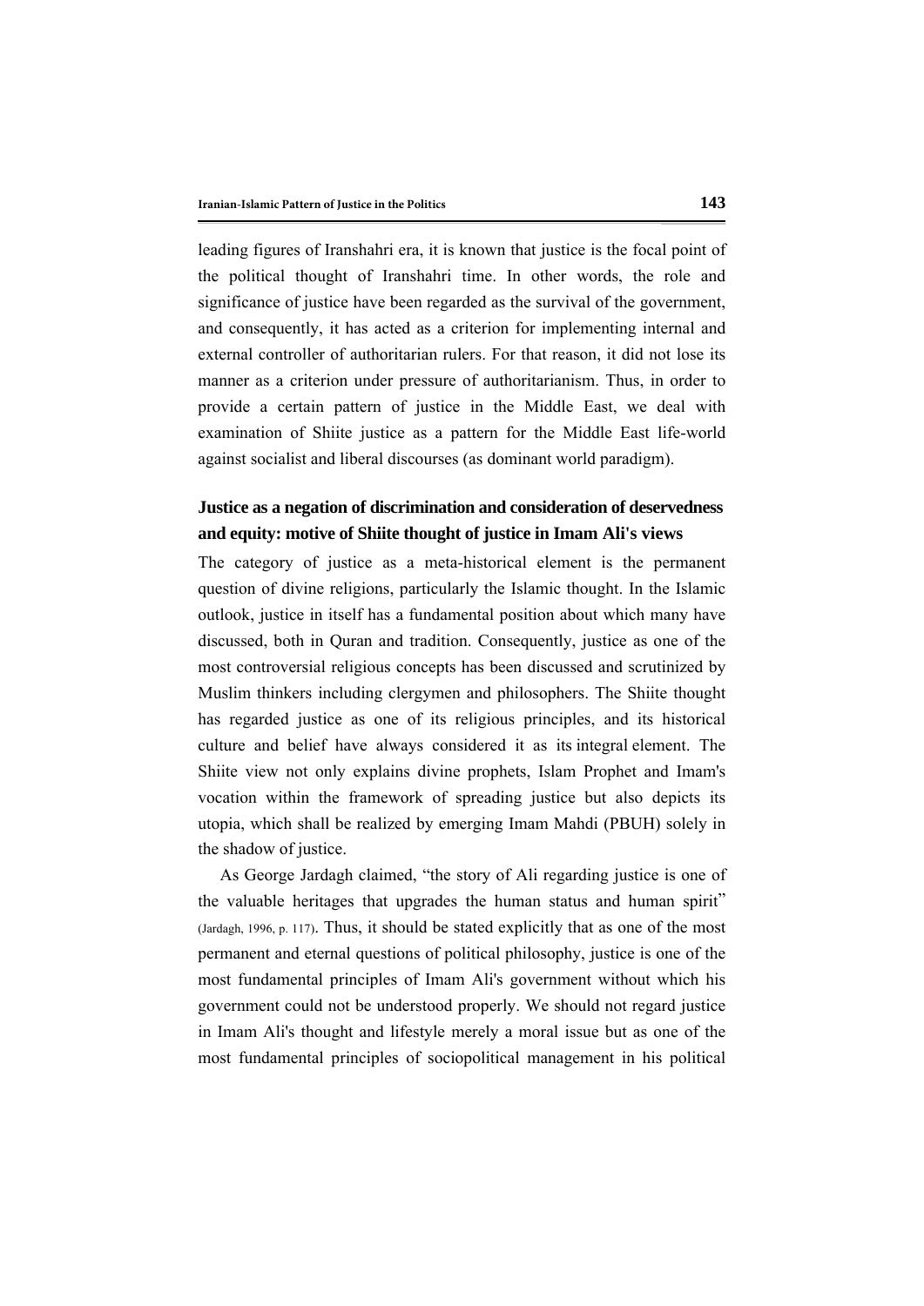leading figures of Iranshahri era, it is known that justice is the focal point of the political thought of Iranshahri time. In other words, the role and significance of justice have been regarded as the survival of the government, and consequently, it has acted as a criterion for implementing internal and external controller of authoritarian rulers. For that reason, it did not lose its manner as a criterion under pressure of authoritarianism. Thus, in order to provide a certain pattern of justice in the Middle East, we deal with examination of Shiite justice as a pattern for the Middle East life-world against socialist and liberal discourses (as dominant world paradigm).

## Justice as a negation of discrimination and consideration of deservedness and equity: motive of Shiite thought of justice in Imam Ali's views

The category of justice as a meta-historical element is the permanent question of divine religions, particularly the Islamic thought. In the Islamic outlook, justice in itself has a fundamental position about which many have discussed, both in Quran and tradition. Consequently, justice as one of the most controversial religious concepts has been discussed and scrutinized by Muslim thinkers including clergymen and philosophers. The Shiite thought has regarded justice as one of its religious principles, and its historical culture and belief have always considered it as its integral element. The Shiite view not only explains divine prophets, Islam Prophet and Imam's vocation within the framework of spreading justice but also depicts its utopia, which shall be realized by emerging Imam Mahdi (PBUH) solely in the shadow of justice.

As George Jardagh claimed, "the story of Ali regarding justice is one of the valuable heritages that upgrades the human status and human spirit" (Jardagh, 1996, p. 117). Thus, it should be stated explicitly that as one of the most permanent and eternal questions of political philosophy, justice is one of the most fundamental principles of Imam Ali's government without which his government could not be understood properly. We should not regard justice in Imam Ali's thought and lifestyle merely a moral issue but as one of the most fundamental principles of sociopolitical management in his political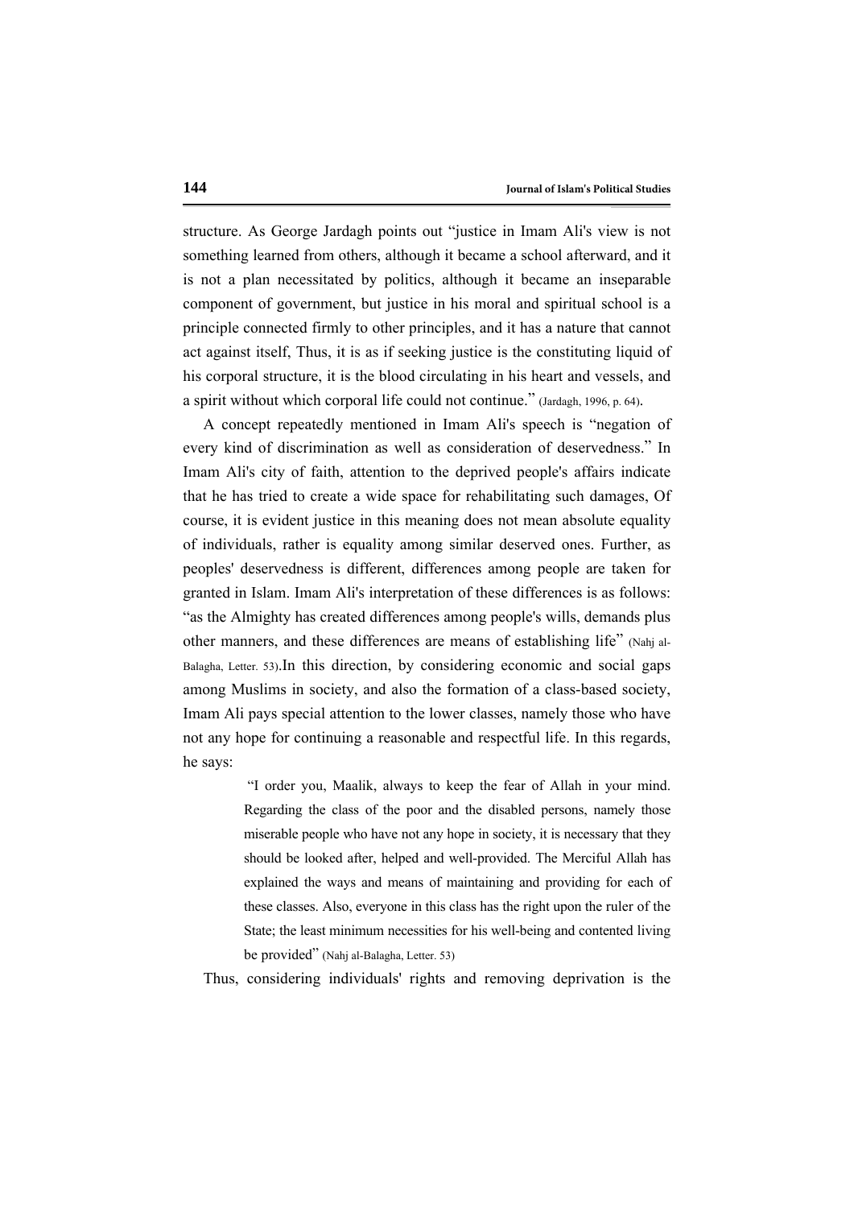structure. As George Jardagh points out "justice in Imam Ali's view is not something learned from others, although it became a school afterward, and it is not a plan necessitated by politics, although it became an inseparable component of government, but justice in his moral and spiritual school is a principle connected firmly to other principles, and it has a nature that cannot act against itself, Thus, it is as if seeking justice is the constituting liquid of his corporal structure, it is the blood circulating in his heart and vessels, and a spirit without which corporal life could not continue." (Jardagh, 1996, p. 64).

A concept repeatedly mentioned in Imam Ali's speech is "negation of every kind of discrimination as well as consideration of deservedness." In Imam Ali's city of faith, attention to the deprived people's affairs indicate that he has tried to create a wide space for rehabilitating such damages, Of course, it is evident justice in this meaning does not mean absolute equality of individuals, rather is equality among similar deserved ones. Further, as peoples' deservedness is different, differences among people are taken for granted in Islam. Imam Ali's interpretation of these differences is as follows: "as the Almighty has created differences among people's wills, demands plus other manners, and these differences are means of establishing life" (Nahj al-Balagha, Letter. 53).In this direction, by considering economic and social gaps among Muslims in society, and also the formation of a class-based society, Imam Ali pays special attention to the lower classes, namely those who have not any hope for continuing a reasonable and respectful life. In this regards, he says:

> "I order you, Maalik, always to keep the fear of Allah in your mind. Regarding the class of the poor and the disabled persons, namely those miserable people who have not any hope in society, it is necessary that they should be looked after, helped and well-provided. The Merciful Allah has explained the ways and means of maintaining and providing for each of these classes. Also, everyone in this class has the right upon the ruler of the State; the least minimum necessities for his well-being and contented living be provided" (Nahj al-Balagha, Letter. 53)

Thus, considering individuals' rights and removing deprivation is the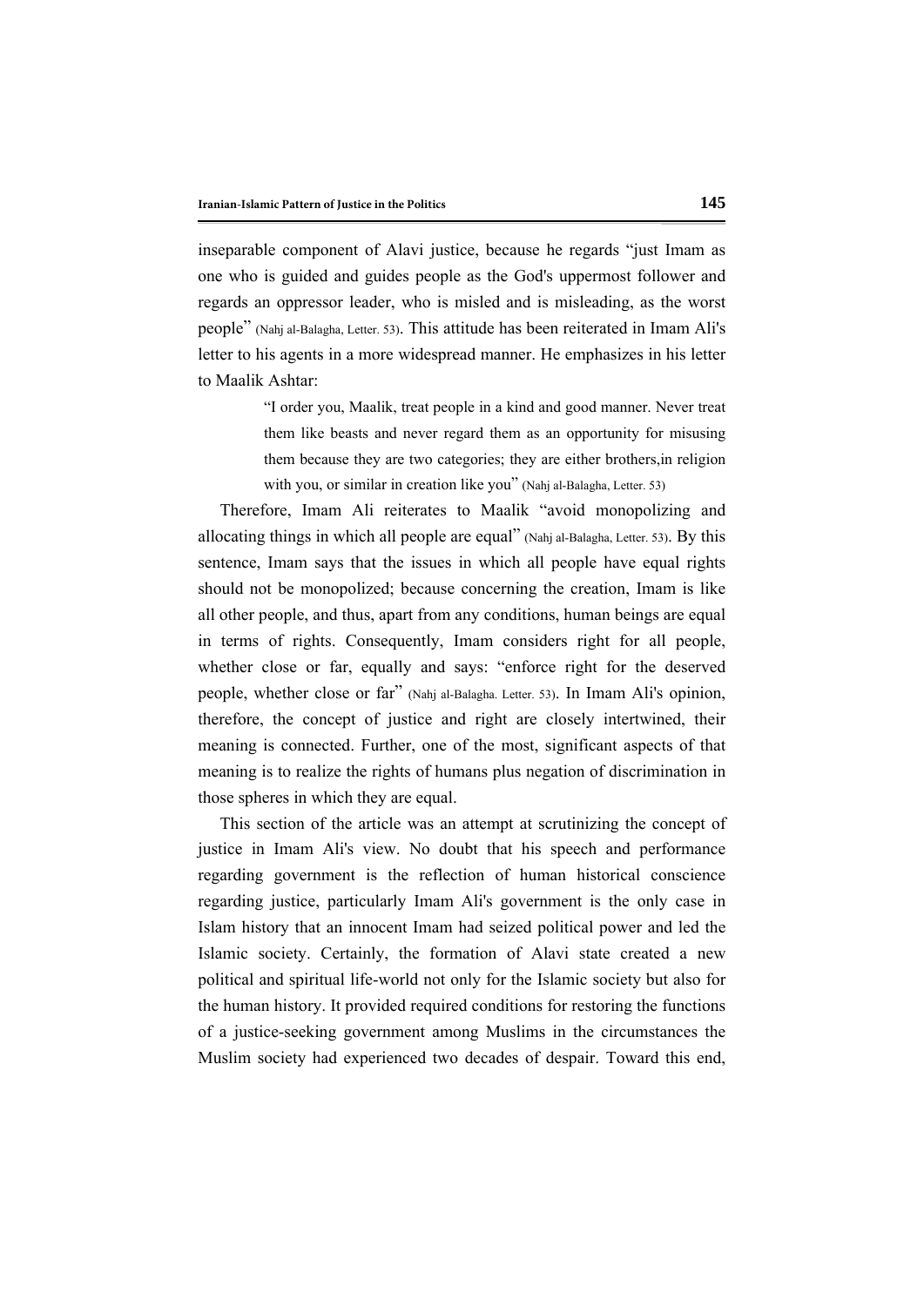inseparable component of Alavi justice, because he regards "just Imam as one who is guided and guides people as the God's uppermost follower and regards an oppressor leader, who is misled and is misleading, as the worst people" (Nahj al-Balagha, Letter. 53). This attitude has been reiterated in Imam Ali's letter to his agents in a more widespread manner. He emphasizes in his letter to Maalik Ashtar:

> "I order you, Maalik, treat people in a kind and good manner. Never treat them like beasts and never regard them as an opportunity for misusing them because they are two categories; they are either brothers,in religion with you, or similar in creation like you" (Nahj al-Balagha, Letter. 53)

Therefore, Imam Ali reiterates to Maalik "avoid monopolizing and allocating things in which all people are equal" (Nahj al-Balagha, Letter. 53). By this sentence, Imam says that the issues in which all people have equal rights should not be monopolized; because concerning the creation, Imam is like all other people, and thus, apart from any conditions, human beings are equal in terms of rights. Consequently, Imam considers right for all people, whether close or far, equally and says: "enforce right for the deserved people, whether close or far" (Nahj al-Balagha. Letter. 53). In Imam Ali's opinion, therefore, the concept of justice and right are closely intertwined, their meaning is connected. Further, one of the most, significant aspects of that meaning is to realize the rights of humans plus negation of discrimination in those spheres in which they are equal.

This section of the article was an attempt at scrutinizing the concept of justice in Imam Ali's view. No doubt that his speech and performance regarding government is the reflection of human historical conscience regarding justice, particularly Imam Ali's government is the only case in Islam history that an innocent Imam had seized political power and led the Islamic society. Certainly, the formation of Alavi state created a new political and spiritual life-world not only for the Islamic society but also for the human history. It provided required conditions for restoring the functions of a justice-seeking government among Muslims in the circumstances the Muslim society had experienced two decades of despair. Toward this end,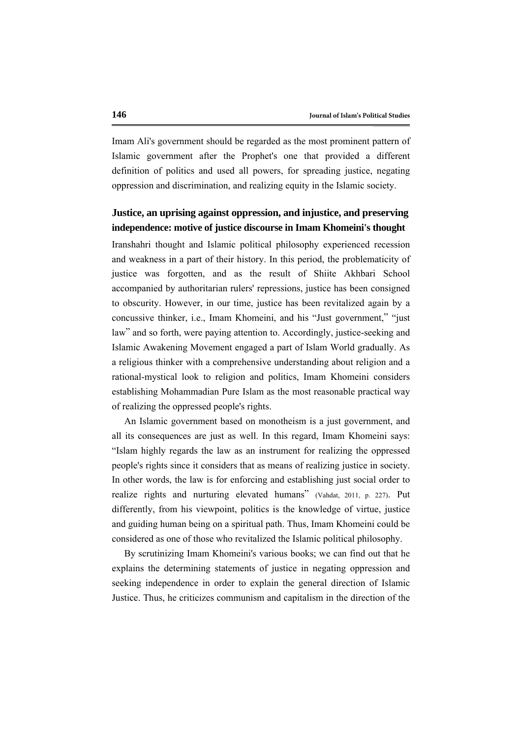Imam Ali's government should be regarded as the most prominent pattern of Islamic government after the Prophet's one that provided a different definition of politics and used all powers, for spreading justice, negating oppression and discrimination, and realizing equity in the Islamic society.

## Justice, an uprising against oppression, and injustice, and preserving independence: motive of justice discourse in Imam Khomeini's thought

Iranshahri thought and Islamic political philosophy experienced recession and weakness in a part of their history. In this period, the problematicity of justice was forgotten, and as the result of Shiite Akhbari School accompanied by authoritarian rulers' repressions, justice has been consigned to obscurity. However, in our time, justice has been revitalized again by a concussive thinker, i.e., Imam Khomeini, and his "Just government," "just law" and so forth, were paying attention to. Accordingly, justice-seeking and Islamic Awakening Movement engaged a part of Islam World gradually. As a religious thinker with a comprehensive understanding about religion and a rational-mystical look to religion and politics, Imam Khomeini considers establishing Mohammadian Pure Islam as the most reasonable practical way of realizing the oppressed people's rights.

An Islamic government based on monotheism is a just government, and all its consequences are just as well. In this regard, Imam Khomeini says: "Islam highly regards the law as an instrument for realizing the oppressed people's rights since it considers that as means of realizing justice in society. In other words, the law is for enforcing and establishing just social order to realize rights and nurturing elevated humans" (Vahdat, 2011, p. 227). Put differently, from his viewpoint, politics is the knowledge of virtue, justice and guiding human being on a spiritual path. Thus, Imam Khomeini could be considered as one of those who revitalized the Islamic political philosophy.

By scrutinizing Imam Khomeini's various books; we can find out that he explains the determining statements of justice in negating oppression and seeking independence in order to explain the general direction of Islamic Justice. Thus, he criticizes communism and capitalism in the direction of the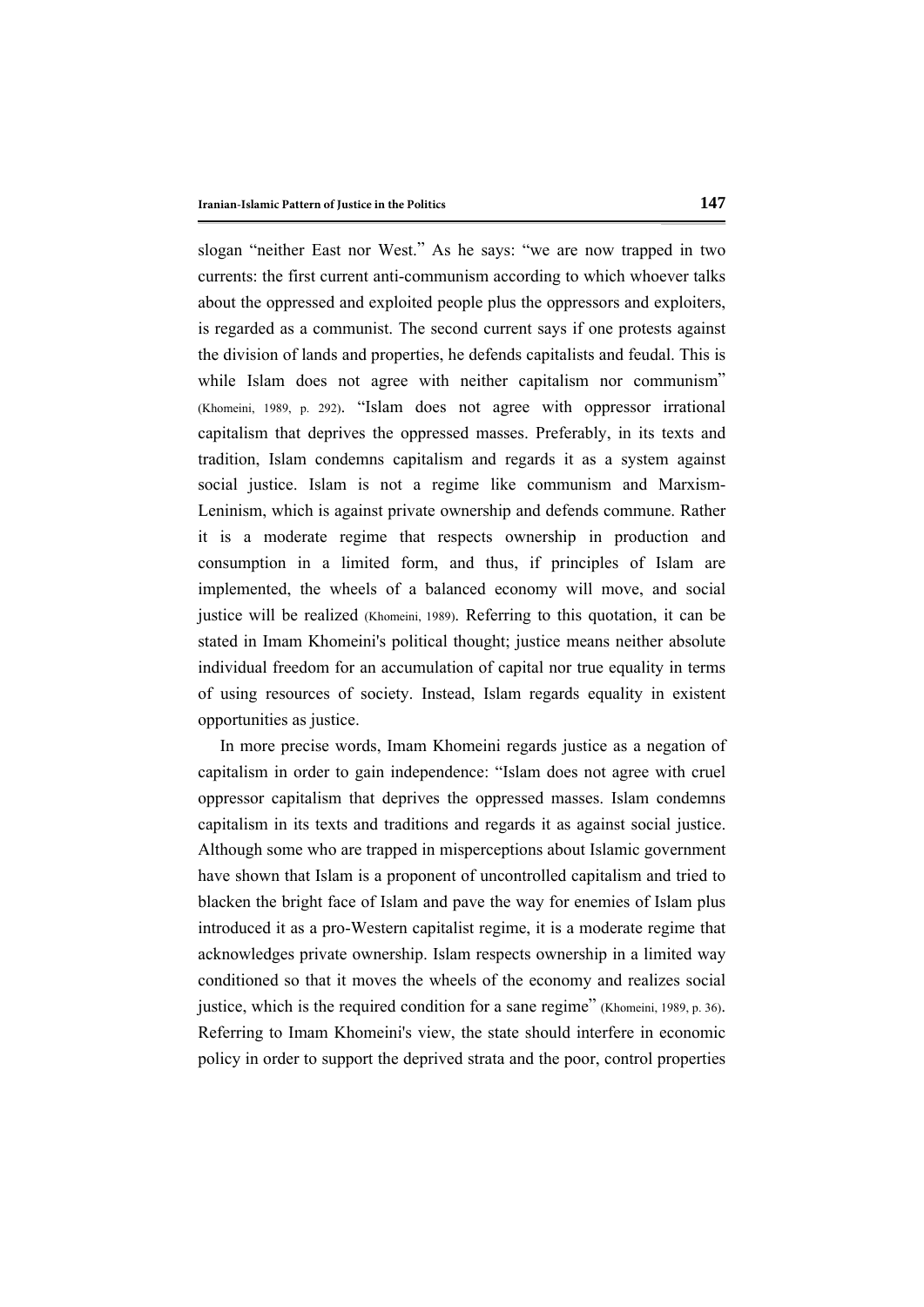slogan “neither East nor West.” As he says: “we are now trapped in two currents: the first current anti-communism according to which whoever talks about the oppressed and exploited people plus the oppressors and exploiters, is regarded as a communist. The second current says if one protests against the division of lands and properties, he defends capitalists and feudal. This is while Islam does not agree with neither capitalism nor communism” (Khomeini, 1989, p. 292). “Islam does not agree with oppressor irrational capitalism that deprives the oppressed masses. Preferably, in its texts and tradition, Islam condemns capitalism and regards it as a system against social justice. Islam is not a regime like communism and Marxism-Leninism, which is against private ownership and defends commune. Rather it is a moderate regime that respects ownership in production and consumption in a limited form, and thus, if principles of Islam are implemented, the wheels of a balanced economy will move, and social justice will be realized (Khomeini, 1989). Referring to this quotation, it can be stated in Imam Khomeini's political thought; justice means neither absolute individual freedom for an accumulation of capital nor true equality in terms of using resources of society. Instead, Islam regards equality in existent opportunities as justice.

In more precise words, Imam Khomeini regards justice as a negation of capitalism in order to gain independence: “Islam does not agree with cruel oppressor capitalism that deprives the oppressed masses. Islam condemns capitalism in its texts and traditions and regards it as against social justice. Although some who are trapped in misperceptions about Islamic government have shown that Islam is a proponent of uncontrolled capitalism and tried to blacken the bright face of Islam and pave the way for enemies of Islam plus introduced it as a pro-Western capitalist regime, it is a moderate regime that acknowledges private ownership. Islam respects ownership in a limited way conditioned so that it moves the wheels of the economy and realizes social justice, which is the required condition for a sane regime” (Khomeini, 1989, p. 36). Referring to Imam Khomeini's view, the state should interfere in economic policy in order to support the deprived strata and the poor, control properties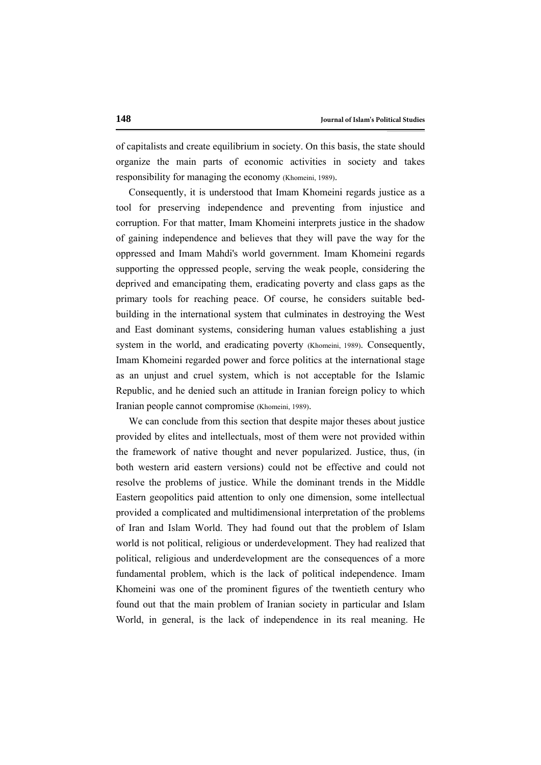of capitalists and create equilibrium in society. On this basis, the state should organize the main parts of economic activities in society and takes responsibility for managing the economy (Khomeini, 1989).

Consequently, it is understood that Imam Khomeini regards justice as a tool for preserving independence and preventing from injustice and corruption. For that matter, Imam Khomeini interprets justice in the shadow of gaining independence and believes that they will pave the way for the oppressed and Imam Mahdi's world government. Imam Khomeini regards supporting the oppressed people, serving the weak people, considering the deprived and emancipating them, eradicating poverty and class gaps as the primary tools for reaching peace. Of course, he considers suitable bed-building in the international system that culminates in destroying the West and East dominant systems, considering human values establishing a just system in the world, and eradicating poverty (Khomeini, 1989). Consequently, Imam Khomeini regarded power and force politics at the international stage as an unjust and cruel system, which is not acceptable for the Islamic Republic, and he denied such an attitude in Iranian foreign policy to which Iranian people cannot compromise (Khomeini, 1989).

We can conclude from this section that despite major theses about justice provided by elites and intellectuals, most of them were not provided within the framework of native thought and never popularized. Justice, thus, (in both western arid eastern versions) could not be effective and could not resolve the problems of justice. While the dominant trends in the Middle Eastern geopolitics paid attention to only one dimension, some intellectual provided a complicated and multidimensional interpretation of the problems of Iran and Islam World. They had found out that the problem of Islam world is not political, religious or underdevelopment. They had realized that political, religious and underdevelopment are the consequences of a more fundamental problem, which is the lack of political independence. Imam Khomeini was one of the prominent figures of the twentieth century who found out that the main problem of Iranian society in particular and Islam World, in general, is the lack of independence in its real meaning. He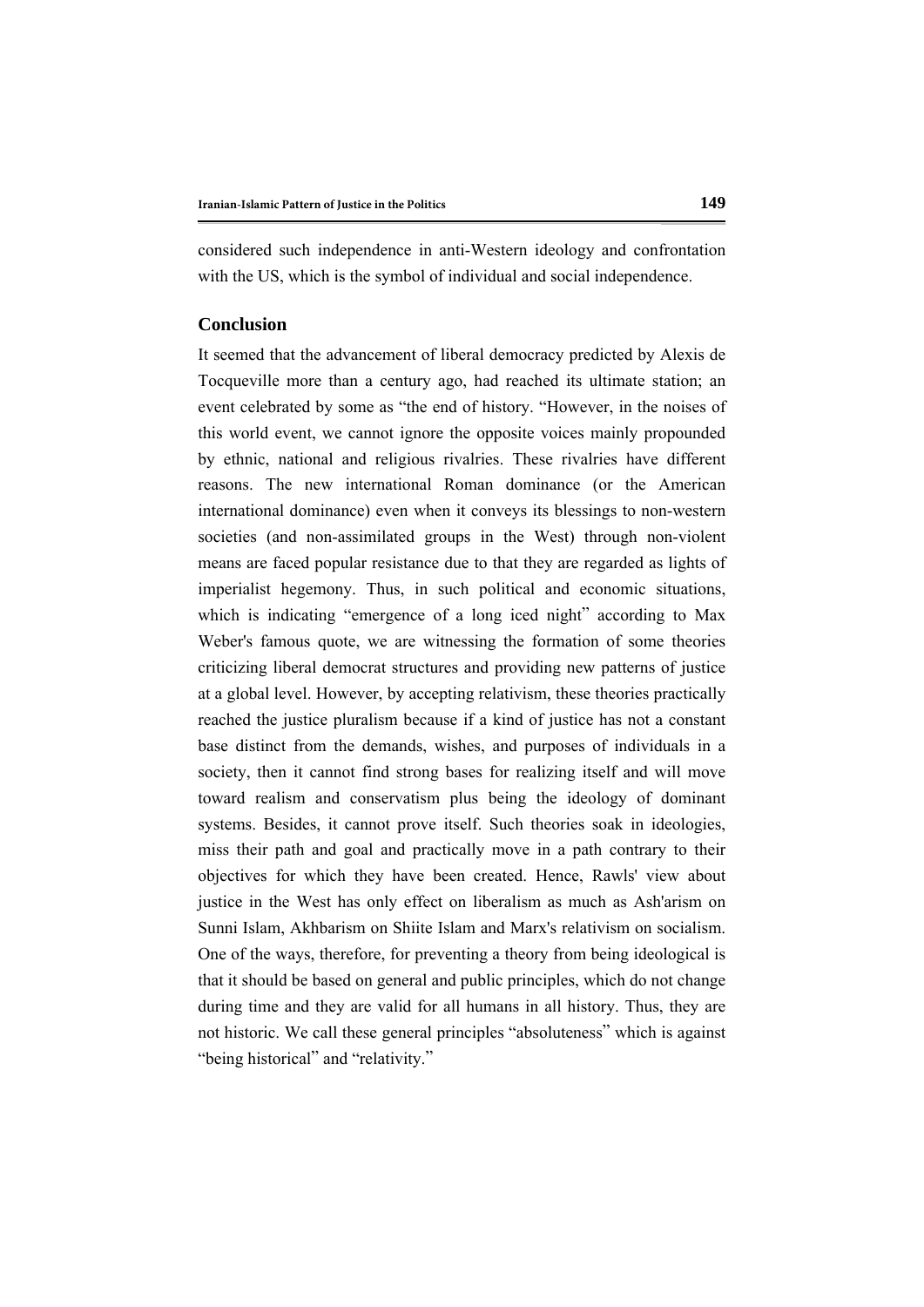considered such independence in anti-Western ideology and confrontation with the US, which is the symbol of individual and social independence.

## Conclusion

It seemed that the advancement of liberal democracy predicted by Alexis de Tocqueville more than a century ago, had reached its ultimate station; an event celebrated by some as "the end of history. "However, in the noises of this world event, we cannot ignore the opposite voices mainly propounded by ethnic, national and religious rivalries. These rivalries have different reasons. The new international Roman dominance (or the American international dominance) even when it conveys its blessings to non-western societies (and non-assimilated groups in the West) through non-violent means are faced popular resistance due to that they are regarded as lights of imperialist hegemony. Thus, in such political and economic situations, which is indicating "emergence of a long iced night" according to Max Weber's famous quote, we are witnessing the formation of some theories criticizing liberal democrat structures and providing new patterns of justice at a global level. However, by accepting relativism, these theories practically reached the justice pluralism because if a kind of justice has not a constant base distinct from the demands, wishes, and purposes of individuals in a society, then it cannot find strong bases for realizing itself and will move toward realism and conservatism plus being the ideology of dominant systems. Besides, it cannot prove itself. Such theories soak in ideologies, miss their path and goal and practically move in a path contrary to their objectives for which they have been created. Hence, Rawls' view about justice in the West has only effect on liberalism as much as Ash'arism on Sunni Islam, Akhbarism on Shiite Islam and Marx's relativism on socialism. One of the ways, therefore, for preventing a theory from being ideological is that it should be based on general and public principles, which do not change during time and they are valid for all humans in all history. Thus, they are not historic. We call these general principles "absoluteness" which is against "being historical" and "relativity."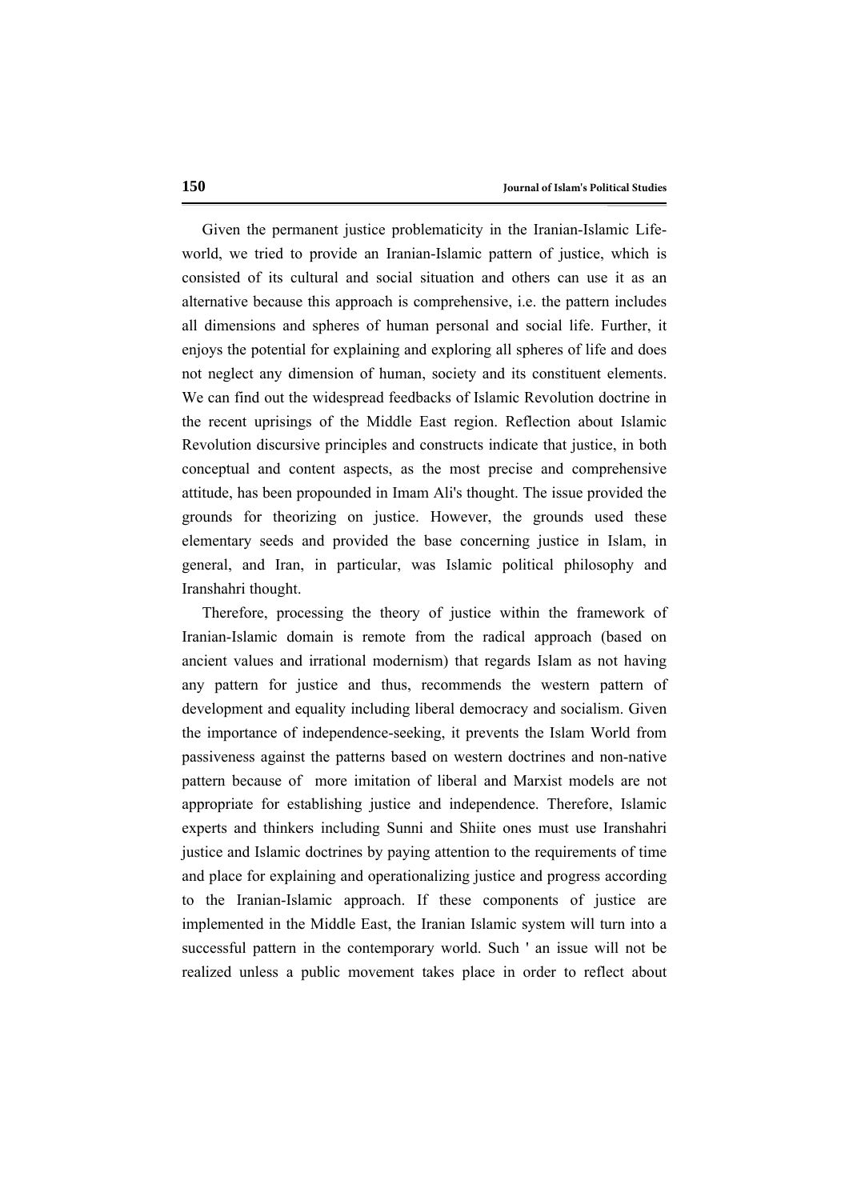Given the permanent justice problematicity in the Iranian-Islamic Life-world, we tried to provide an Iranian-Islamic pattern of justice, which is consisted of its cultural and social situation and others can use it as an alternative because this approach is comprehensive, i.e. the pattern includes all dimensions and spheres of human personal and social life. Further, it enjoys the potential for explaining and exploring all spheres of life and does not neglect any dimension of human, society and its constituent elements. We can find out the widespread feedbacks of Islamic Revolution doctrine in the recent uprisings of the Middle East region. Reflection about Islamic Revolution discursive principles and constructs indicate that justice, in both conceptual and content aspects, as the most precise and comprehensive attitude, has been propounded in Imam Ali's thought. The issue provided the grounds for theorizing on justice. However, the grounds used these elementary seeds and provided the base concerning justice in Islam, in general, and Iran, in particular, was Islamic political philosophy and Iranshahri thought.

Therefore, processing the theory of justice within the framework of Iranian-Islamic domain is remote from the radical approach (based on ancient values and irrational modernism) that regards Islam as not having any pattern for justice and thus, recommends the western pattern of development and equality including liberal democracy and socialism. Given the importance of independence-seeking, it prevents the Islam World from passiveness against the patterns based on western doctrines and non-native pattern because of more imitation of liberal and Marxist models are not appropriate for establishing justice and independence. Therefore, Islamic experts and thinkers including Sunni and Shiite ones must use Iranshahri justice and Islamic doctrines by paying attention to the requirements of time and place for explaining and operationalizing justice and progress according to the Iranian-Islamic approach. If these components of justice are implemented in the Middle East, the Iranian Islamic system will turn into a successful pattern in the contemporary world. Such ' an issue will not be realized unless a public movement takes place in order to reflect about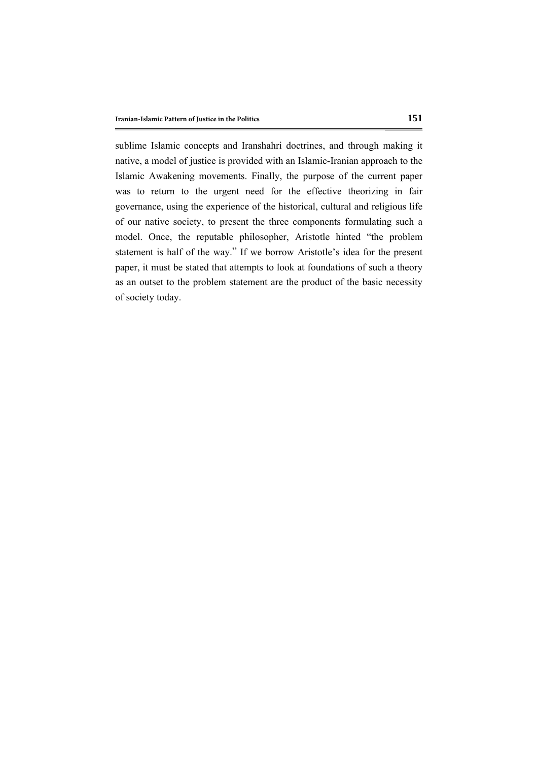sublime Islamic concepts and Iranshahri doctrines, and through making it native, a model of justice is provided with an Islamic-Iranian approach to the Islamic Awakening movements. Finally, the purpose of the current paper was to return to the urgent need for the effective theorizing in fair governance, using the experience of the historical, cultural and religious life of our native society, to present the three components formulating such a model. Once, the reputable philosopher, Aristotle hinted "the problem statement is half of the way." If we borrow Aristotle's idea for the present paper, it must be stated that attempts to look at foundations of such a theory as an outset to the problem statement are the product of the basic necessity of society today.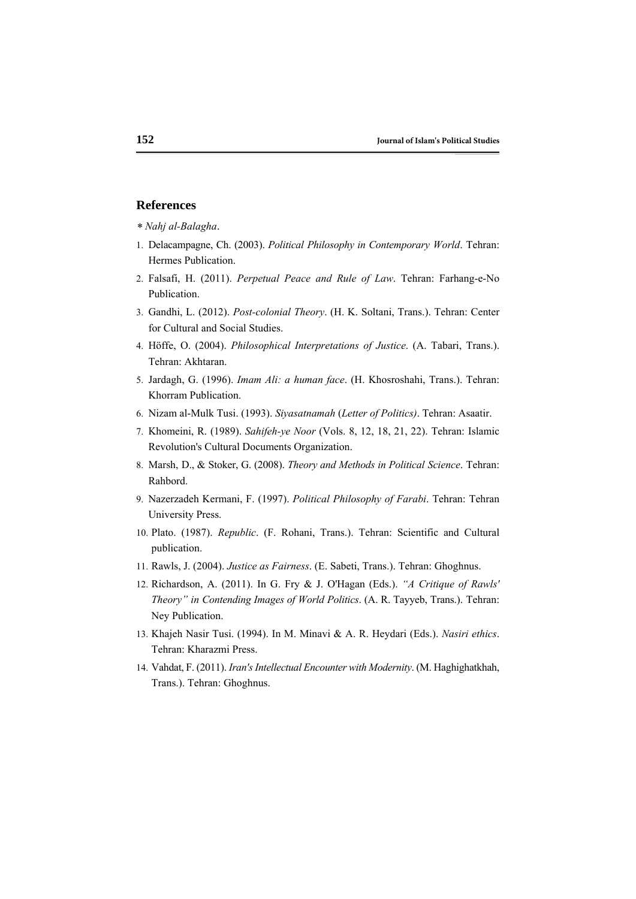## References

\* *Nahj al-Balagha*.

1. Delacampagne, Ch. (2003). *Political Philosophy in Contemporary World*. Tehran: Hermes Publication.
2. Falsafi, H. (2011). *Perpetual Peace and Rule of Law*. Tehran: Farhang-e-No Publication.
3. Gandhi, L. (2012). *Post-colonial Theory*. (H. K. Soltani, Trans.). Tehran: Center for Cultural and Social Studies.
4. Höffe, O. (2004). *Philosophical Interpretations of Justice*. (A. Tabari, Trans.). Tehran: Akhtaran.
5. Jardagh, G. (1996). *Imam Ali: a human face*. (H. Khosroshahi, Trans.). Tehran: Khorram Publication.
6. Nizam al-Mulk Tusi. (1993). *Siyasatnamah* (*Letter of Politics)*. Tehran: Asaatir.
7. Khomeini, R. (1989). *Sahifeh-ye Noor* (Vols. 8, 12, 18, 21, 22). Tehran: Islamic Revolution's Cultural Documents Organization.
8. Marsh, D., & Stoker, G. (2008). *Theory and Methods in Political Science*. Tehran: Rahbord.
9. Nazerzadeh Kermani, F. (1997). *Political Philosophy of Farabi*. Tehran: Tehran University Press.
10. Plato. (1987). *Republic*. (F. Rohani, Trans.). Tehran: Scientific and Cultural publication.
11. Rawls, J. (2004). *Justice as Fairness*. (E. Sabeti, Trans.). Tehran: Ghoghnus.
12. Richardson, A. (2011). In G. Fry & J. O'Hagan (Eds.). *"A Critique of Rawls' Theory" in Contending Images of World Politics*. (A. R. Tayyeb, Trans.). Tehran: Ney Publication.
13. Khajeh Nasir Tusi. (1994). In M. Minavi & A. R. Heydari (Eds.). *Nasiri ethics*. Tehran: Kharazmi Press.
14. Vahdat, F. (2011). *Iran's Intellectual Encounter with Modernity*. (M. Haghighatkhah, Trans.). Tehran: Ghoghnus.